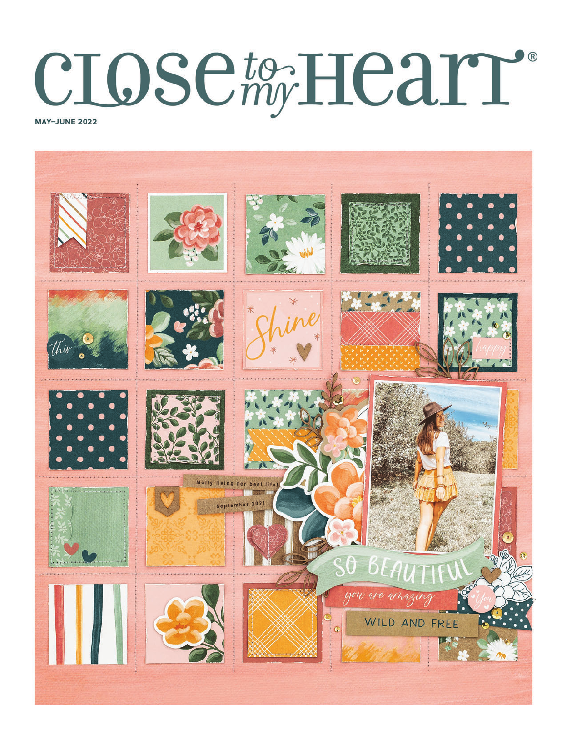# Close to my Heart®

**MAY–JUNE 2022**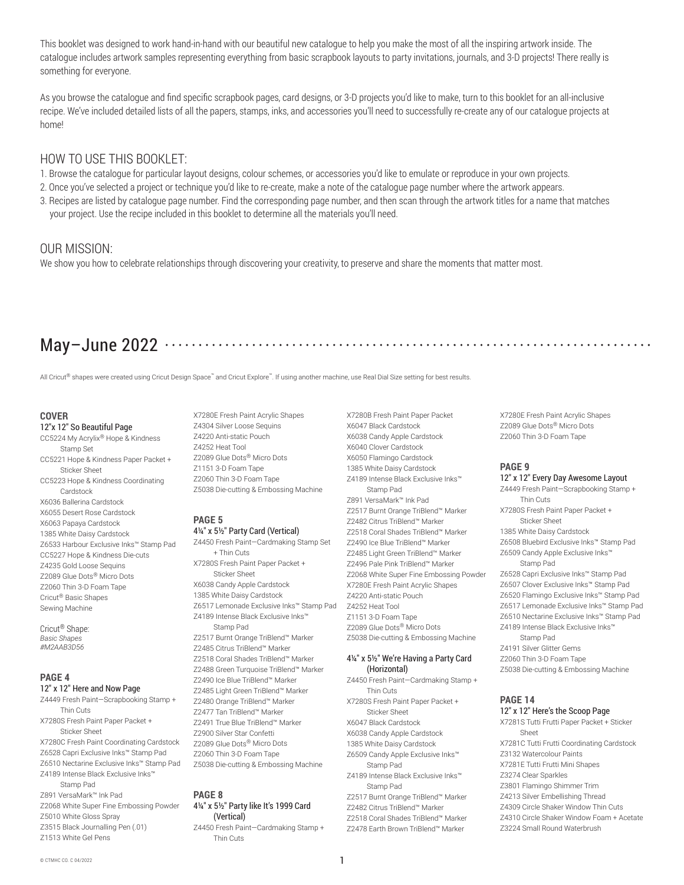This booklet was designed to work hand-in-hand with our beautiful new catalogue to help you make the most of all the inspiring artwork inside. The catalogue includes artwork samples representing everything from basic scrapbook layouts to party invitations, journals, and 3-D projects! There really is something for everyone.

As you browse the catalogue and find specific scrapbook pages, card designs, or 3-D projects you'd like to make, turn to this booklet for an all-inclusive recipe. We've included detailed lists of all the papers, stamps, inks, and accessories you'll need to successfully re-create any of our catalogue projects at home!

## HOW TO USE THIS BOOKLET:

1. Browse the catalogue for particular layout designs, colour schemes, or accessories you'd like to emulate or reproduce in your own projects.
2. Once you've selected a project or technique you'd like to re-create, make a note of the catalogue page number where the artwork appears.
3. Recipes are listed by catalogue page number. Find the corresponding page number, and then scan through the artwork titles for a name that matches your project. Use the recipe included in this booklet to determine all the materials you'll need.

## OUR MISSION:

We show you how to celebrate relationships through discovering your creativity, to preserve and share the moments that matter most.

# May–June 2022

All Cricut® shapes were created using Cricut Design Space™ and Cricut Explore™. If using another machine, use Real Dial Size setting for best results.

### COVER

**12"x 12" So Beautiful Page**

CC5224 My Acrylix® Hope & Kindness Stamp Set
CC5221 Hope & Kindness Paper Packet + Sticker Sheet
CC5223 Hope & Kindness Coordinating Cardstock
X6036 Ballerina Cardstock
X6055 Desert Rose Cardstock
X6063 Papaya Cardstock
1385 White Daisy Cardstock
Z6533 Harbour Exclusive Inks™ Stamp Pad
CC5227 Hope & Kindness Die-cuts
Z4235 Gold Loose Sequins
Z2089 Glue Dots® Micro Dots
Z2060 Thin 3-D Foam Tape
Cricut® Basic Shapes
Sewing Machine

Cricut® Shape:
*Basic Shapes*
*#M2AAB3D56*

### PAGE 4

**12" x 12" Here and Now Page**

Z4449 Fresh Paint—Scrapbooking Stamp + Thin Cuts
X7280S Fresh Paint Paper Packet + Sticker Sheet
X7280C Fresh Paint Coordinating Cardstock
Z6528 Capri Exclusive Inks™ Stamp Pad
Z6510 Nectarine Exclusive Inks™ Stamp Pad
Z4189 Intense Black Exclusive Inks™ Stamp Pad
Z891 VersaMark™ Ink Pad
Z2068 White Super Fine Embossing Powder
Z5010 White Gloss Spray
Z3515 Black Journalling Pen (.01)
Z1513 White Gel Pens
X7280E Fresh Paint Acrylic Shapes
Z4304 Silver Loose Sequins
Z4220 Anti-static Pouch
Z4252 Heat Tool
Z2089 Glue Dots® Micro Dots
Z1151 3-D Foam Tape
Z2060 Thin 3-D Foam Tape
Z5038 Die-cutting & Embossing Machine

### PAGE 5

**4¼" x 5½" Party Card (Vertical)**

Z4450 Fresh Paint—Cardmaking Stamp Set + Thin Cuts
X7280S Fresh Paint Paper Packet + Sticker Sheet
X6038 Candy Apple Cardstock
1385 White Daisy Cardstock
Z6517 Lemonade Exclusive Inks™ Stamp Pad
Z4189 Intense Black Exclusive Inks™ Stamp Pad
Z2517 Burnt Orange TriBlend™ Marker
Z2485 Citrus TriBlend™ Marker
Z2518 Coral Shades TriBlend™ Marker
Z2488 Green Turquoise TriBlend™ Marker
Z2490 Ice Blue TriBlend™ Marker
Z2485 Light Green TriBlend™ Marker
Z2480 Orange TriBlend™ Marker
Z2477 Tan TriBlend™ Marker
Z2491 True Blue TriBlend™ Marker
Z2900 Silver Star Confetti
Z2089 Glue Dots® Micro Dots
Z2060 Thin 3-D Foam Tape
Z5038 Die-cutting & Embossing Machine

### PAGE 8

**4¼" x 5½" Party like It's 1999 Card (Vertical)**

Z4450 Fresh Paint—Cardmaking Stamp + Thin Cuts
X7280B Fresh Paint Paper Packet
X6047 Black Cardstock
X6038 Candy Apple Cardstock
X6040 Clover Cardstock
X6050 Flamingo Cardstock
1385 White Daisy Cardstock
Z4189 Intense Black Exclusive Inks™ Stamp Pad
Z891 VersaMark™ Ink Pad
Z2517 Burnt Orange TriBlend™ Marker
Z2482 Citrus TriBlend™ Marker
Z2518 Coral Shades TriBlend™ Marker
Z2490 Ice Blue TriBlend™ Marker
Z2485 Light Green TriBlend™ Marker
Z2496 Pale Pink TriBlend™ Marker
Z2068 White Super Fine Embossing Powder
X7280E Fresh Paint Acrylic Shapes
Z4220 Anti-static Pouch
Z4252 Heat Tool
Z1151 3-D Foam Tape
Z2089 Glue Dots® Micro Dots
Z5038 Die-cutting & Embossing Machine

**4¼" x 5½" We're Having a Party Card (Horizontal)**

Z4450 Fresh Paint—Cardmaking Stamp + Thin Cuts
X7280S Fresh Paint Paper Packet + Sticker Sheet
X6047 Black Cardstock
X6038 Candy Apple Cardstock
1385 White Daisy Cardstock
Z6509 Candy Apple Exclusive Inks™ Stamp Pad
Z4189 Intense Black Exclusive Inks™ Stamp Pad
Z2517 Burnt Orange TriBlend™ Marker
Z2482 Citrus TriBlend™ Marker
Z2518 Coral Shades TriBlend™ Marker
Z2478 Earth Brown TriBlend™ Marker
X7280E Fresh Paint Acrylic Shapes
Z2089 Glue Dots® Micro Dots
Z2060 Thin 3-D Foam Tape

### PAGE 9

**12" x 12" Every Day Awesome Layout**

Z4449 Fresh Paint—Scrapbooking Stamp + Thin Cuts
X7280S Fresh Paint Paper Packet + Sticker Sheet
1385 White Daisy Cardstock
Z6508 Bluebird Exclusive Inks™ Stamp Pad
Z6509 Candy Apple Exclusive Inks™ Stamp Pad
Z6528 Capri Exclusive Inks™ Stamp Pad
Z6507 Clover Exclusive Inks™ Stamp Pad
Z6520 Flamingo Exclusive Inks™ Stamp Pad
Z6517 Lemonade Exclusive Inks™ Stamp Pad
Z6510 Nectarine Exclusive Inks™ Stamp Pad
Z4189 Intense Black Exclusive Inks™ Stamp Pad
Z4191 Silver Glitter Gems
Z2060 Thin 3-D Foam Tape
Z5038 Die-cutting & Embossing Machine

### PAGE 14

**12" x 12" Here's the Scoop Page**

X7281S Tutti Frutti Paper Packet + Sticker Sheet
X7281C Tutti Frutti Coordinating Cardstock
Z3132 Watercolour Paints
X7281E Tutti Frutti Mini Shapes
Z3274 Clear Sparkles
Z3801 Flamingo Shimmer Trim
Z4213 Silver Embellishing Thread
Z4309 Circle Shaker Window Thin Cuts
Z4310 Circle Shaker Window Foam + Acetate
Z3224 Small Round Waterbrush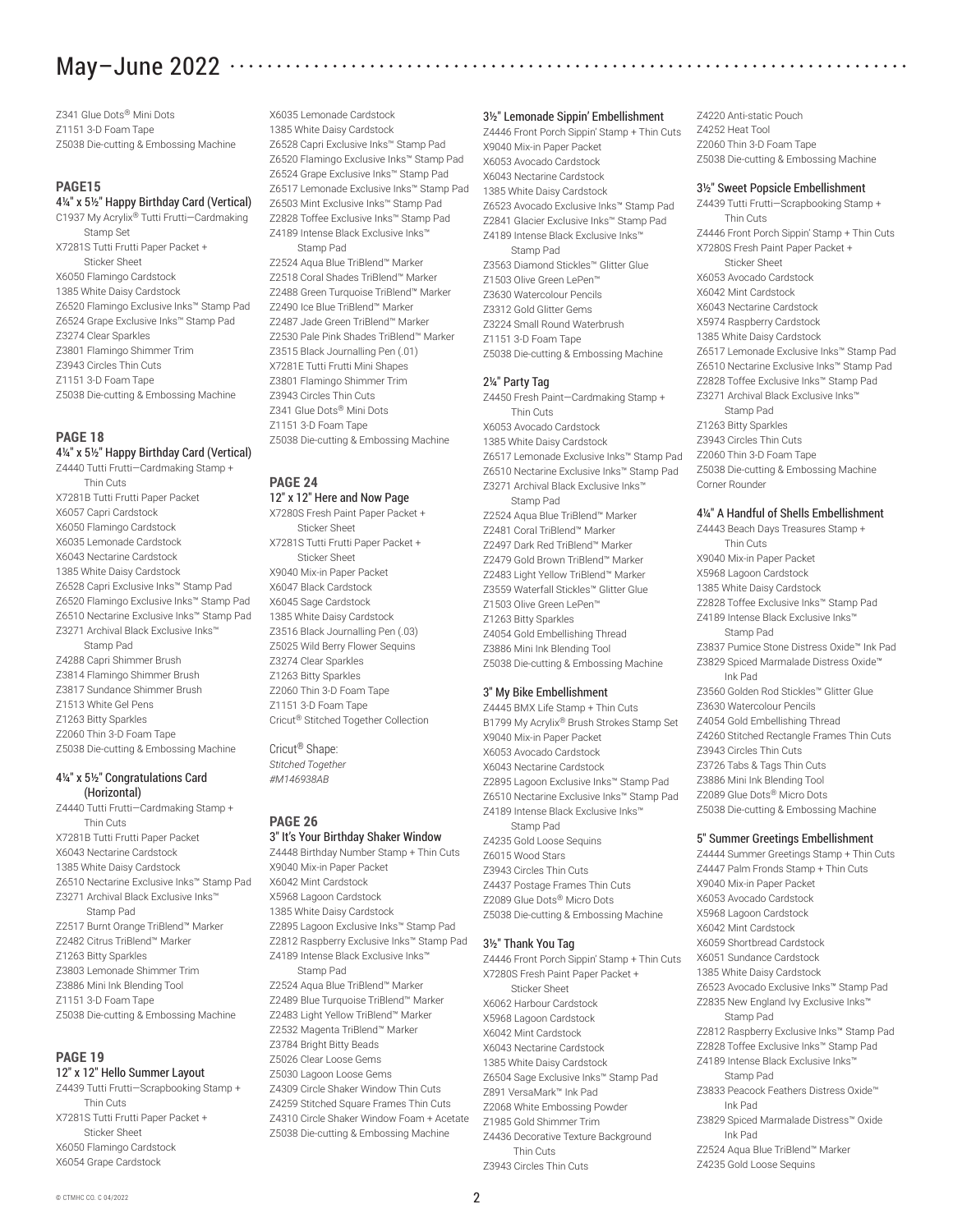# May–June 2022

Z341 Glue Dots® Mini Dots
Z1151 3-D Foam Tape
Z5038 Die-cutting & Embossing Machine

## PAGE15

### 4¼" x 5½" Happy Birthday Card (Vertical)

C1937 My Acrylix® Tutti Frutti—Cardmaking Stamp Set
X7281S Tutti Frutti Paper Packet + Sticker Sheet
X6050 Flamingo Cardstock
1385 White Daisy Cardstock
Z6520 Flamingo Exclusive Inks™ Stamp Pad
Z6524 Grape Exclusive Inks™ Stamp Pad
Z3274 Clear Sparkles
Z3801 Flamingo Shimmer Trim
Z3943 Circles Thin Cuts
Z1151 3-D Foam Tape
Z5038 Die-cutting & Embossing Machine

## PAGE 18

### 4¼" x 5½" Happy Birthday Card (Vertical)

Z4440 Tutti Frutti—Cardmaking Stamp + Thin Cuts
X7281B Tutti Frutti Paper Packet
X6057 Capri Cardstock
X6050 Flamingo Cardstock
X6035 Lemonade Cardstock
X6043 Nectarine Cardstock
1385 White Daisy Cardstock
Z6528 Capri Exclusive Inks™ Stamp Pad
Z6520 Flamingo Exclusive Inks™ Stamp Pad
Z6510 Nectarine Exclusive Inks™ Stamp Pad
Z3271 Archival Black Exclusive Inks™ Stamp Pad
Z4288 Capri Shimmer Brush
Z3814 Flamingo Shimmer Brush
Z3817 Sundance Shimmer Brush
Z1513 White Gel Pens
Z1263 Bitty Sparkles
Z2060 Thin 3-D Foam Tape
Z5038 Die-cutting & Embossing Machine

### 4¼" x 5½" Congratulations Card (Horizontal)

Z4440 Tutti Frutti—Cardmaking Stamp + Thin Cuts
X7281B Tutti Frutti Paper Packet
X6043 Nectarine Cardstock
1385 White Daisy Cardstock
Z6510 Nectarine Exclusive Inks™ Stamp Pad
Z3271 Archival Black Exclusive Inks™ Stamp Pad
Z2517 Burnt Orange TriBlend™ Marker
Z2482 Citrus TriBlend™ Marker
Z1263 Bitty Sparkles
Z3803 Lemonade Shimmer Trim
Z3886 Mini Ink Blending Tool
Z1151 3-D Foam Tape
Z5038 Die-cutting & Embossing Machine

## PAGE 19

### 12" x 12" Hello Summer Layout

Z4439 Tutti Frutti—Scrapbooking Stamp + Thin Cuts
X7281S Tutti Frutti Paper Packet + Sticker Sheet
X6050 Flamingo Cardstock
X6054 Grape Cardstock
X6035 Lemonade Cardstock
1385 White Daisy Cardstock
Z6528 Capri Exclusive Inks™ Stamp Pad
Z6520 Flamingo Exclusive Inks™ Stamp Pad
Z6524 Grape Exclusive Inks™ Stamp Pad
Z6517 Lemonade Exclusive Inks™ Stamp Pad
Z6503 Mint Exclusive Inks™ Stamp Pad
Z2828 Toffee Exclusive Inks™ Stamp Pad
Z4189 Intense Black Exclusive Inks™ Stamp Pad
Z2524 Aqua Blue TriBlend™ Marker
Z2518 Coral Shades TriBlend™ Marker
Z2488 Green Turquoise TriBlend™ Marker
Z2490 Ice Blue TriBlend™ Marker
Z2487 Jade Green TriBlend™ Marker
Z2530 Pale Pink Shades TriBlend™ Marker
Z3515 Black Journalling Pen (.01)
X7281E Tutti Frutti Mini Shapes
Z3801 Flamingo Shimmer Trim
Z3943 Circles Thin Cuts
Z341 Glue Dots® Mini Dots
Z1151 3-D Foam Tape
Z5038 Die-cutting & Embossing Machine

## PAGE 24

### 12" x 12" Here and Now Page

X7280S Fresh Paint Paper Packet + Sticker Sheet
X7281S Tutti Frutti Paper Packet + Sticker Sheet
X9040 Mix-in Paper Packet
X6047 Black Cardstock
X6045 Sage Cardstock
1385 White Daisy Cardstock
Z3516 Black Journalling Pen (.03)
Z5025 Wild Berry Flower Sequins
Z3274 Clear Sparkles
Z1263 Bitty Sparkles
Z2060 Thin 3-D Foam Tape
Z1151 3-D Foam Tape
Cricut® Stitched Together Collection

Cricut® Shape:
*Stitched Together*
*#M146938AB*

## PAGE 26

### 3" It's Your Birthday Shaker Window

Z4448 Birthday Number Stamp + Thin Cuts
X9040 Mix-in Paper Packet
X6042 Mint Cardstock
X5968 Lagoon Cardstock
1385 White Daisy Cardstock
Z2895 Lagoon Exclusive Inks™ Stamp Pad
Z2812 Raspberry Exclusive Inks™ Stamp Pad
Z4189 Intense Black Exclusive Inks™ Stamp Pad
Z2524 Aqua Blue TriBlend™ Marker
Z2489 Blue Turquoise TriBlend™ Marker
Z2483 Light Yellow TriBlend™ Marker
Z2532 Magenta TriBlend™ Marker
Z3784 Bright Bitty Beads
Z5026 Clear Loose Gems
Z5030 Lagoon Loose Gems
Z4309 Circle Shaker Window Thin Cuts
Z4259 Stitched Square Frames Thin Cuts
Z4310 Circle Shaker Window Foam + Acetate
Z5038 Die-cutting & Embossing Machine

### 3½" Lemonade Sippin' Embellishment

Z4446 Front Porch Sippin' Stamp + Thin Cuts
X9040 Mix-in Paper Packet
X6053 Avocado Cardstock
X6043 Nectarine Cardstock
1385 White Daisy Cardstock
Z6523 Avocado Exclusive Inks™ Stamp Pad
Z2841 Glacier Exclusive Inks™ Stamp Pad
Z4189 Intense Black Exclusive Inks™ Stamp Pad
Z3563 Diamond Stickles™ Glitter Glue
Z1503 Olive Green LePen™
Z3630 Watercolour Pencils
Z3312 Gold Glitter Gems
Z3224 Small Round Waterbrush
Z1151 3-D Foam Tape
Z5038 Die-cutting & Embossing Machine

### 2¼" Party Tag

Z4450 Fresh Paint—Cardmaking Stamp + Thin Cuts
X6053 Avocado Cardstock
1385 White Daisy Cardstock
Z6517 Lemonade Exclusive Inks™ Stamp Pad
Z6510 Nectarine Exclusive Inks™ Stamp Pad
Z3271 Archival Black Exclusive Inks™ Stamp Pad
Z2524 Aqua Blue TriBlend™ Marker
Z2481 Coral TriBlend™ Marker
Z2497 Dark Red TriBlend™ Marker
Z2479 Gold Brown TriBlend™ Marker
Z2483 Light Yellow TriBlend™ Marker
Z3559 Waterfall Stickles™ Glitter Glue
Z1503 Olive Green LePen™
Z1263 Bitty Sparkles
Z4054 Gold Embellishing Thread
Z3886 Mini Ink Blending Tool
Z5038 Die-cutting & Embossing Machine

### 3" My Bike Embellishment

Z4445 BMX Life Stamp + Thin Cuts
B1799 My Acrylix® Brush Strokes Stamp Set
X9040 Mix-in Paper Packet
X6053 Avocado Cardstock
X6043 Nectarine Cardstock
Z2895 Lagoon Exclusive Inks™ Stamp Pad
Z6510 Nectarine Exclusive Inks™ Stamp Pad
Z4189 Intense Black Exclusive Inks™ Stamp Pad
Z4235 Gold Loose Sequins
Z6015 Wood Stars
Z3943 Circles Thin Cuts
Z4437 Postage Frames Thin Cuts
Z2089 Glue Dots® Micro Dots
Z5038 Die-cutting & Embossing Machine

### 3½" Thank You Tag

Z4446 Front Porch Sippin' Stamp + Thin Cuts
X7280S Fresh Paint Paper Packet + Sticker Sheet
X6062 Harbour Cardstock
X5968 Lagoon Cardstock
X6042 Mint Cardstock
X6043 Nectarine Cardstock
1385 White Daisy Cardstock
Z6504 Sage Exclusive Inks™ Stamp Pad
Z891 VersaMark™ Ink Pad
Z2068 White Embossing Powder
Z1985 Gold Shimmer Trim
Z4436 Decorative Texture Background Thin Cuts
Z3943 Circles Thin Cuts
Z4220 Anti-static Pouch
Z4252 Heat Tool
Z2060 Thin 3-D Foam Tape
Z5038 Die-cutting & Embossing Machine

### 3½" Sweet Popsicle Embellishment

Z4439 Tutti Frutti—Scrapbooking Stamp + Thin Cuts
Z4446 Front Porch Sippin' Stamp + Thin Cuts
X7280S Fresh Paint Paper Packet + Sticker Sheet
X6053 Avocado Cardstock
X6042 Mint Cardstock
X6043 Nectarine Cardstock
X5974 Raspberry Cardstock
1385 White Daisy Cardstock
Z6517 Lemonade Exclusive Inks™ Stamp Pad
Z6510 Nectarine Exclusive Inks™ Stamp Pad
Z2828 Toffee Exclusive Inks™ Stamp Pad
Z3271 Archival Black Exclusive Inks™ Stamp Pad
Z1263 Bitty Sparkles
Z3943 Circles Thin Cuts
Z2060 Thin 3-D Foam Tape
Z5038 Die-cutting & Embossing Machine
Corner Rounder

### 4¼" A Handful of Shells Embellishment

Z4443 Beach Days Treasures Stamp + Thin Cuts
X9040 Mix-in Paper Packet
X5968 Lagoon Cardstock
1385 White Daisy Cardstock
Z2828 Toffee Exclusive Inks™ Stamp Pad
Z4189 Intense Black Exclusive Inks™ Stamp Pad
Z3837 Pumice Stone Distress Oxide™ Ink Pad
Z3829 Spiced Marmalade Distress Oxide™ Ink Pad
Z3560 Golden Rod Stickles™ Glitter Glue
Z3630 Watercolour Pencils
Z4054 Gold Embellishing Thread
Z4260 Stitched Rectangle Frames Thin Cuts
Z3943 Circles Thin Cuts
Z3726 Tabs & Tags Thin Cuts
Z3886 Mini Ink Blending Tool
Z2089 Glue Dots® Micro Dots
Z5038 Die-cutting & Embossing Machine

### 5" Summer Greetings Embellishment

Z4444 Summer Greetings Stamp + Thin Cuts
Z4447 Palm Fronds Stamp + Thin Cuts
X9040 Mix-in Paper Packet
X6053 Avocado Cardstock
X5968 Lagoon Cardstock
X6042 Mint Cardstock
X6059 Shortbread Cardstock
X6051 Sundance Cardstock
1385 White Daisy Cardstock
Z6523 Avocado Exclusive Inks™ Stamp Pad
Z2835 New England Ivy Exclusive Inks™ Stamp Pad
Z2812 Raspberry Exclusive Inks™ Stamp Pad
Z2828 Toffee Exclusive Inks™ Stamp Pad
Z4189 Intense Black Exclusive Inks™ Stamp Pad
Z3833 Peacock Feathers Distress Oxide™ Ink Pad
Z3829 Spiced Marmalade Distress™ Oxide Ink Pad
Z2524 Aqua Blue TriBlend™ Marker
Z4235 Gold Loose Sequins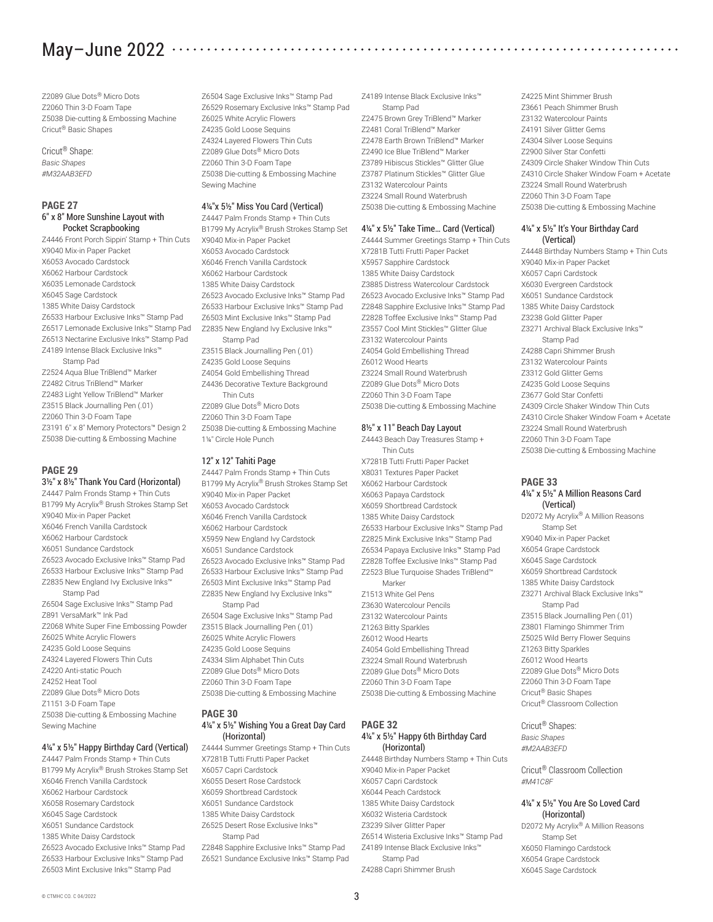Z2089 Glue Dots® Micro Dots
Z2060 Thin 3-D Foam Tape
Z5038 Die-cutting & Embossing Machine
Cricut® Basic Shapes

Cricut® Shape:
*Basic Shapes*
*#M32AAB3EFD*

## PAGE 27

### 6" x 8" More Sunshine Layout with Pocket Scrapbooking

Z4446 Front Porch Sippin' Stamp + Thin Cuts
X9040 Mix-in Paper Packet
X6053 Avocado Cardstock
X6062 Harbour Cardstock
X6035 Lemonade Cardstock
X6045 Sage Cardstock
1385 White Daisy Cardstock
Z6533 Harbour Exclusive Inks™ Stamp Pad
Z6517 Lemonade Exclusive Inks™ Stamp Pad
Z6513 Nectarine Exclusive Inks™ Stamp Pad
Z4189 Intense Black Exclusive Inks™ Stamp Pad
Z2524 Aqua Blue TriBlend™ Marker
Z2482 Citrus TriBlend™ Marker
Z2483 Light Yellow TriBlend™ Marker
Z3515 Black Journalling Pen (.01)
Z2060 Thin 3-D Foam Tape
Z3191 6" x 8" Memory Protectors™ Design 2
Z5038 Die-cutting & Embossing Machine

## PAGE 29

### 3½" x 8½" Thank You Card (Horizontal)

Z4447 Palm Fronds Stamp + Thin Cuts
B1799 My Acrylix® Brush Strokes Stamp Set
X9040 Mix-in Paper Packet
X6046 French Vanilla Cardstock
X6062 Harbour Cardstock
X6051 Sundance Cardstock
Z6523 Avocado Exclusive Inks™ Stamp Pad
Z6533 Harbour Exclusive Inks™ Stamp Pad
Z2835 New England Ivy Exclusive Inks™ Stamp Pad
Z6504 Sage Exclusive Inks™ Stamp Pad
Z891 VersaMark™ Ink Pad
Z2068 White Super Fine Embossing Powder
Z6025 White Acrylic Flowers
Z4235 Gold Loose Sequins
Z4324 Layered Flowers Thin Cuts
Z4220 Anti-static Pouch
Z4252 Heat Tool
Z2089 Glue Dots® Micro Dots
Z1151 3-D Foam Tape
Z5038 Die-cutting & Embossing Machine
Sewing Machine

### 4¼" x 5½" Happy Birthday Card (Vertical)

Z4447 Palm Fronds Stamp + Thin Cuts
B1799 My Acrylix® Brush Strokes Stamp Set
X6046 French Vanilla Cardstock
X6062 Harbour Cardstock
X6058 Rosemary Cardstock
X6045 Sage Cardstock
X6051 Sundance Cardstock
1385 White Daisy Cardstock
Z6523 Avocado Exclusive Inks™ Stamp Pad
Z6533 Harbour Exclusive Inks™ Stamp Pad
Z6503 Mint Exclusive Inks™ Stamp Pad
Z6504 Sage Exclusive Inks™ Stamp Pad
Z6529 Rosemary Exclusive Inks™ Stamp Pad
Z6025 White Acrylic Flowers
Z4235 Gold Loose Sequins
Z4324 Layered Flowers Thin Cuts
Z2089 Glue Dots® Micro Dots
Z2060 Thin 3-D Foam Tape
Z5038 Die-cutting & Embossing Machine
Sewing Machine

### 4¼"x 5½" Miss You Card (Vertical)

Z4447 Palm Fronds Stamp + Thin Cuts
B1799 My Acrylix® Brush Strokes Stamp Set
X9040 Mix-in Paper Packet
X6053 Avocado Cardstock
X6046 French Vanilla Cardstock
X6062 Harbour Cardstock
1385 White Daisy Cardstock
Z6523 Avocado Exclusive Inks™ Stamp Pad
Z6533 Harbour Exclusive Inks™ Stamp Pad
Z6503 Mint Exclusive Inks™ Stamp Pad
Z2835 New England Ivy Exclusive Inks™ Stamp Pad
Z3515 Black Journalling Pen (.01)
Z4235 Gold Loose Sequins
Z4054 Gold Embellishing Thread
Z4436 Decorative Texture Background Thin Cuts
Z2089 Glue Dots® Micro Dots
Z2060 Thin 3-D Foam Tape
Z5038 Die-cutting & Embossing Machine
1¼" Circle Hole Punch

### 12" x 12" Tahiti Page

Z4447 Palm Fronds Stamp + Thin Cuts
B1799 My Acrylix® Brush Strokes Stamp Set
X9040 Mix-in Paper Packet
X6053 Avocado Cardstock
X6046 French Vanilla Cardstock
X6062 Harbour Cardstock
X5959 New England Ivy Cardstock
X6051 Sundance Cardstock
Z6523 Avocado Exclusive Inks™ Stamp Pad
Z6533 Harbour Exclusive Inks™ Stamp Pad
Z6503 Mint Exclusive Inks™ Stamp Pad
Z2835 New England Ivy Exclusive Inks™ Stamp Pad
Z6504 Sage Exclusive Inks™ Stamp Pad
Z3515 Black Journalling Pen (.01)
Z6025 White Acrylic Flowers
Z4235 Gold Loose Sequins
Z4334 Slim Alphabet Thin Cuts
Z2089 Glue Dots® Micro Dots
Z2060 Thin 3-D Foam Tape
Z5038 Die-cutting & Embossing Machine

## PAGE 30

### 4¼" x 5½" Wishing You a Great Day Card (Horizontal)

Z4444 Summer Greetings Stamp + Thin Cuts
X7281B Tutti Frutti Paper Packet
X6057 Capri Cardstock
X6055 Desert Rose Cardstock
X6059 Shortbread Cardstock
X6051 Sundance Cardstock
1385 White Daisy Cardstock
Z6525 Desert Rose Exclusive Inks™ Stamp Pad
Z2848 Sapphire Exclusive Inks™ Stamp Pad
Z6521 Sundance Exclusive Inks™ Stamp Pad
Z4189 Intense Black Exclusive Inks™ Stamp Pad
Z2475 Brown Grey TriBlend™ Marker
Z2481 Coral TriBlend™ Marker
Z2478 Earth Brown TriBlend™ Marker
Z2490 Ice Blue TriBlend™ Marker
Z3789 Hibiscus Stickles™ Glitter Glue
Z3787 Platinum Stickles™ Glitter Glue
Z3132 Watercolour Paints
Z3224 Small Round Waterbrush
Z5038 Die-cutting & Embossing Machine

### 4¼" x 5½" Take Time… Card (Vertical)

Z4444 Summer Greetings Stamp + Thin Cuts
X7281B Tutti Frutti Paper Packet
X5957 Sapphire Cardstock
1385 White Daisy Cardstock
Z3885 Distress Watercolour Cardstock
Z6523 Avocado Exclusive Inks™ Stamp Pad
Z2848 Sapphire Exclusive Inks™ Stamp Pad
Z2828 Toffee Exclusive Inks™ Stamp Pad
Z3557 Cool Mint Stickles™ Glitter Glue
Z3132 Watercolour Paints
Z4054 Gold Embellishing Thread
Z6012 Wood Hearts
Z3224 Small Round Waterbrush
Z2089 Glue Dots® Micro Dots
Z2060 Thin 3-D Foam Tape
Z5038 Die-cutting & Embossing Machine

### 8½" x 11" Beach Day Layout

Z4443 Beach Day Treasures Stamp + Thin Cuts
X7281B Tutti Frutti Paper Packet
X8031 Textures Paper Packet
X6062 Harbour Cardstock
X6063 Papaya Cardstock
X6059 Shortbread Cardstock
1385 White Daisy Cardstock
Z6533 Harbour Exclusive Inks™ Stamp Pad
Z2825 Mink Exclusive Inks™ Stamp Pad
Z6534 Papaya Exclusive Inks™ Stamp Pad
Z2828 Toffee Exclusive Inks™ Stamp Pad
Z2523 Blue Turquoise Shades TriBlend™ Marker
Z1513 White Gel Pens
Z3630 Watercolour Pencils
Z3132 Watercolour Paints
Z1263 Bitty Sparkles
Z6012 Wood Hearts
Z4054 Gold Embellishing Thread
Z3224 Small Round Waterbrush
Z2089 Glue Dots® Micro Dots
Z2060 Thin 3-D Foam Tape
Z5038 Die-cutting & Embossing Machine

## PAGE 32

### 4¼" x 5½" Happy 6th Birthday Card (Horizontal)

Z4448 Birthday Numbers Stamp + Thin Cuts
X9040 Mix-in Paper Packet
X6057 Capri Cardstock
X6044 Peach Cardstock
1385 White Daisy Cardstock
X6032 Wisteria Cardstock
Z3239 Silver Glitter Paper
Z6514 Wisteria Exclusive Inks™ Stamp Pad
Z4189 Intense Black Exclusive Inks™ Stamp Pad
Z4288 Capri Shimmer Brush
Z4225 Mint Shimmer Brush
Z3661 Peach Shimmer Brush
Z3132 Watercolour Paints
Z4191 Silver Glitter Gems
Z4304 Silver Loose Sequins
Z2900 Silver Star Confetti
Z4309 Circle Shaker Window Thin Cuts
Z4310 Circle Shaker Window Foam + Acetate
Z3224 Small Round Waterbrush
Z2060 Thin 3-D Foam Tape
Z5038 Die-cutting & Embossing Machine

### 4¼" x 5½" It's Your Birthday Card (Vertical)

Z4448 Birthday Numbers Stamp + Thin Cuts
X9040 Mix-in Paper Packet
X6057 Capri Cardstock
X6030 Evergreen Cardstock
X6051 Sundance Cardstock
1385 White Daisy Cardstock
Z3238 Gold Glitter Paper
Z3271 Archival Black Exclusive Inks™ Stamp Pad
Z4288 Capri Shimmer Brush
Z3132 Watercolour Paints
Z3312 Gold Glitter Gems
Z4235 Gold Loose Sequins
Z3677 Gold Star Confetti
Z4309 Circle Shaker Window Thin Cuts
Z4310 Circle Shaker Window Foam + Acetate
Z3224 Small Round Waterbrush
Z2060 Thin 3-D Foam Tape
Z5038 Die-cutting & Embossing Machine

## PAGE 33

### 4¼" x 5½" A Million Reasons Card (Vertical)

D2072 My Acrylix® A Million Reasons Stamp Set
X9040 Mix-in Paper Packet
X6054 Grape Cardstock
X6045 Sage Cardstock
X6059 Shortbread Cardstock
1385 White Daisy Cardstock
Z3271 Archival Black Exclusive Inks™ Stamp Pad
Z3515 Black Journalling Pen (.01)
Z3801 Flamingo Shimmer Trim
Z5025 Wild Berry Flower Sequins
Z1263 Bitty Sparkles
Z6012 Wood Hearts
Z2089 Glue Dots® Micro Dots
Z2060 Thin 3-D Foam Tape
Cricut® Basic Shapes
Cricut® Classroom Collection

Cricut® Shapes:
*Basic Shapes*
*#M2AAB3EFD*

Cricut® Classroom Collection
*#M41C8F*

### 4¼" x 5½" You Are So Loved Card (Horizontal)

D2072 My Acrylix® A Million Reasons Stamp Set
X6050 Flamingo Cardstock
X6054 Grape Cardstock
X6045 Sage Cardstock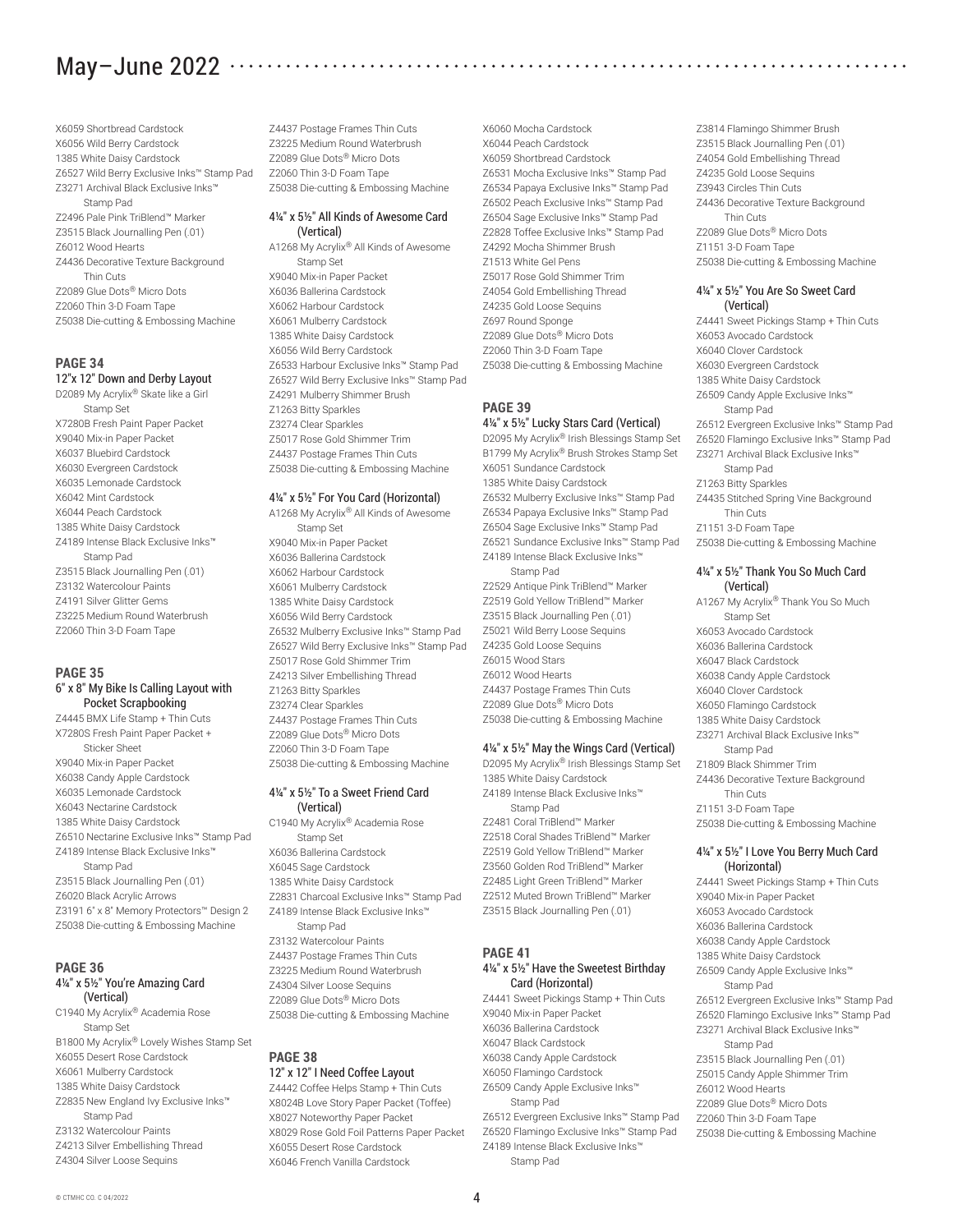# May–June 2022

X6059 Shortbread Cardstock
X6056 Wild Berry Cardstock
1385 White Daisy Cardstock
Z6527 Wild Berry Exclusive Inks™ Stamp Pad
Z3271 Archival Black Exclusive Inks™ Stamp Pad
Z2496 Pale Pink TriBlend™ Marker
Z3515 Black Journalling Pen (.01)
Z6012 Wood Hearts
Z4436 Decorative Texture Background Thin Cuts
Z2089 Glue Dots® Micro Dots
Z2060 Thin 3-D Foam Tape
Z5038 Die-cutting & Embossing Machine

## PAGE 34

### 12"x 12" Down and Derby Layout

D2089 My Acrylix® Skate like a Girl Stamp Set
X7280B Fresh Paint Paper Packet
X9040 Mix-in Paper Packet
X6037 Bluebird Cardstock
X6030 Evergreen Cardstock
X6035 Lemonade Cardstock
X6042 Mint Cardstock
X6044 Peach Cardstock
1385 White Daisy Cardstock
Z4189 Intense Black Exclusive Inks™ Stamp Pad
Z3515 Black Journalling Pen (.01)
Z3132 Watercolour Paints
Z4191 Silver Glitter Gems
Z3225 Medium Round Waterbrush
Z2060 Thin 3-D Foam Tape

## PAGE 35

### 6" x 8" My Bike Is Calling Layout with Pocket Scrapbooking

Z4445 BMX Life Stamp + Thin Cuts
X7280S Fresh Paint Paper Packet + Sticker Sheet
X9040 Mix-in Paper Packet
X6038 Candy Apple Cardstock
X6035 Lemonade Cardstock
X6043 Nectarine Cardstock
1385 White Daisy Cardstock
Z6510 Nectarine Exclusive Inks™ Stamp Pad
Z4189 Intense Black Exclusive Inks™ Stamp Pad
Z3515 Black Journalling Pen (.01)
Z6020 Black Acrylic Arrows
Z3191 6" x 8" Memory Protectors™ Design 2
Z5038 Die-cutting & Embossing Machine

## PAGE 36

### 4¼" x 5½" You're Amazing Card (Vertical)

C1940 My Acrylix® Academia Rose Stamp Set
B1800 My Acrylix® Lovely Wishes Stamp Set
X6055 Desert Rose Cardstock
X6061 Mulberry Cardstock
1385 White Daisy Cardstock
Z2835 New England Ivy Exclusive Inks™ Stamp Pad
Z3132 Watercolour Paints
Z4213 Silver Embellishing Thread
Z4304 Silver Loose Sequins
Z4437 Postage Frames Thin Cuts
Z3225 Medium Round Waterbrush
Z2089 Glue Dots® Micro Dots
Z2060 Thin 3-D Foam Tape
Z5038 Die-cutting & Embossing Machine

### 4¼" x 5½" All Kinds of Awesome Card (Vertical)

A1268 My Acrylix® All Kinds of Awesome Stamp Set
X9040 Mix-in Paper Packet
X6036 Ballerina Cardstock
X6062 Harbour Cardstock
X6061 Mulberry Cardstock
1385 White Daisy Cardstock
X6056 Wild Berry Cardstock
Z6533 Harbour Exclusive Inks™ Stamp Pad
Z6527 Wild Berry Exclusive Inks™ Stamp Pad
Z4291 Mulberry Shimmer Brush
Z1263 Bitty Sparkles
Z3274 Clear Sparkles
Z5017 Rose Gold Shimmer Trim
Z4437 Postage Frames Thin Cuts
Z5038 Die-cutting & Embossing Machine

### 4¼" x 5½" For You Card (Horizontal)

A1268 My Acrylix® All Kinds of Awesome Stamp Set
X9040 Mix-in Paper Packet
X6036 Ballerina Cardstock
X6062 Harbour Cardstock
X6061 Mulberry Cardstock
1385 White Daisy Cardstock
X6056 Wild Berry Cardstock
Z6532 Mulberry Exclusive Inks™ Stamp Pad
Z6527 Wild Berry Exclusive Inks™ Stamp Pad
Z5017 Rose Gold Shimmer Trim
Z4213 Silver Embellishing Thread
Z1263 Bitty Sparkles
Z3274 Clear Sparkles
Z4437 Postage Frames Thin Cuts
Z2089 Glue Dots® Micro Dots
Z2060 Thin 3-D Foam Tape
Z5038 Die-cutting & Embossing Machine

### 4¼" x 5½" To a Sweet Friend Card (Vertical)

C1940 My Acrylix® Academia Rose Stamp Set
X6036 Ballerina Cardstock
X6045 Sage Cardstock
1385 White Daisy Cardstock
Z2831 Charcoal Exclusive Inks™ Stamp Pad
Z4189 Intense Black Exclusive Inks™ Stamp Pad
Z3132 Watercolour Paints
Z4437 Postage Frames Thin Cuts
Z3225 Medium Round Waterbrush
Z4304 Silver Loose Sequins
Z2089 Glue Dots® Micro Dots
Z5038 Die-cutting & Embossing Machine

## PAGE 38

### 12" x 12" I Need Coffee Layout

Z4442 Coffee Helps Stamp + Thin Cuts
X8024B Love Story Paper Packet (Toffee)
X8027 Noteworthy Paper Packet
X8029 Rose Gold Foil Patterns Paper Packet
X6055 Desert Rose Cardstock
X6046 French Vanilla Cardstock
X6060 Mocha Cardstock
X6044 Peach Cardstock
X6059 Shortbread Cardstock
Z6531 Mocha Exclusive Inks™ Stamp Pad
Z6534 Papaya Exclusive Inks™ Stamp Pad
Z6502 Peach Exclusive Inks™ Stamp Pad
Z6504 Sage Exclusive Inks™ Stamp Pad
Z2828 Toffee Exclusive Inks™ Stamp Pad
Z4292 Mocha Shimmer Brush
Z1513 White Gel Pens
Z5017 Rose Gold Shimmer Trim
Z4054 Gold Embellishing Thread
Z4235 Gold Loose Sequins
Z697 Round Sponge
Z2089 Glue Dots® Micro Dots
Z2060 Thin 3-D Foam Tape
Z5038 Die-cutting & Embossing Machine

## PAGE 39

### 4¼" x 5½" Lucky Stars Card (Vertical)

D2095 My Acrylix® Irish Blessings Stamp Set
B1799 My Acrylix® Brush Strokes Stamp Set
X6051 Sundance Cardstock
1385 White Daisy Cardstock
Z6532 Mulberry Exclusive Inks™ Stamp Pad
Z6534 Papaya Exclusive Inks™ Stamp Pad
Z6504 Sage Exclusive Inks™ Stamp Pad
Z6521 Sundance Exclusive Inks™ Stamp Pad
Z4189 Intense Black Exclusive Inks™ Stamp Pad
Z2529 Antique Pink TriBlend™ Marker
Z2519 Gold Yellow TriBlend™ Marker
Z3515 Black Journalling Pen (.01)
Z5021 Wild Berry Loose Sequins
Z4235 Gold Loose Sequins
Z6015 Wood Stars
Z6012 Wood Hearts
Z4437 Postage Frames Thin Cuts
Z2089 Glue Dots® Micro Dots
Z5038 Die-cutting & Embossing Machine

### 4¼" x 5½" May the Wings Card (Vertical)

D2095 My Acrylix® Irish Blessings Stamp Set
1385 White Daisy Cardstock
Z4189 Intense Black Exclusive Inks™ Stamp Pad
Z2481 Coral TriBlend™ Marker
Z2518 Coral Shades TriBlend™ Marker
Z2519 Gold Yellow TriBlend™ Marker
Z3560 Golden Rod TriBlend™ Marker
Z2485 Light Green TriBlend™ Marker
Z2512 Muted Brown TriBlend™ Marker
Z3515 Black Journalling Pen (.01)

## PAGE 41

### 4¼" x 5½" Have the Sweetest Birthday Card (Horizontal)

Z4441 Sweet Pickings Stamp + Thin Cuts
X9040 Mix-in Paper Packet
X6036 Ballerina Cardstock
X6047 Black Cardstock
X6038 Candy Apple Cardstock
X6050 Flamingo Cardstock
Z6509 Candy Apple Exclusive Inks™ Stamp Pad
Z6512 Evergreen Exclusive Inks™ Stamp Pad
Z6520 Flamingo Exclusive Inks™ Stamp Pad
Z4189 Intense Black Exclusive Inks™ Stamp Pad
Z3814 Flamingo Shimmer Brush
Z3515 Black Journalling Pen (.01)
Z4054 Gold Embellishing Thread
Z4235 Gold Loose Sequins
Z3943 Circles Thin Cuts
Z4436 Decorative Texture Background Thin Cuts
Z2089 Glue Dots® Micro Dots
Z1151 3-D Foam Tape
Z5038 Die-cutting & Embossing Machine

### 4¼" x 5½" You Are So Sweet Card (Vertical)

Z4441 Sweet Pickings Stamp + Thin Cuts
X6053 Avocado Cardstock
X6040 Clover Cardstock
X6030 Evergreen Cardstock
1385 White Daisy Cardstock
Z6509 Candy Apple Exclusive Inks™ Stamp Pad
Z6512 Evergreen Exclusive Inks™ Stamp Pad
Z6520 Flamingo Exclusive Inks™ Stamp Pad
Z3271 Archival Black Exclusive Inks™ Stamp Pad
Z1263 Bitty Sparkles
Z4435 Stitched Spring Vine Background Thin Cuts
Z1151 3-D Foam Tape
Z5038 Die-cutting & Embossing Machine

### 4¼" x 5½" Thank You So Much Card (Vertical)

A1267 My Acrylix® Thank You So Much Stamp Set
X6053 Avocado Cardstock
X6036 Ballerina Cardstock
X6047 Black Cardstock
X6038 Candy Apple Cardstock
X6040 Clover Cardstock
X6050 Flamingo Cardstock
1385 White Daisy Cardstock
Z3271 Archival Black Exclusive Inks™ Stamp Pad
Z1809 Black Shimmer Trim
Z4436 Decorative Texture Background Thin Cuts
Z1151 3-D Foam Tape
Z5038 Die-cutting & Embossing Machine

### 4¼" x 5½" I Love You Berry Much Card (Horizontal)

Z4441 Sweet Pickings Stamp + Thin Cuts
X9040 Mix-in Paper Packet
X6053 Avocado Cardstock
X6036 Ballerina Cardstock
X6038 Candy Apple Cardstock
1385 White Daisy Cardstock
Z6509 Candy Apple Exclusive Inks™ Stamp Pad
Z6512 Evergreen Exclusive Inks™ Stamp Pad
Z6520 Flamingo Exclusive Inks™ Stamp Pad
Z3271 Archival Black Exclusive Inks™ Stamp Pad
Z3515 Black Journalling Pen (.01)
Z5015 Candy Apple Shimmer Trim
Z6012 Wood Hearts
Z2089 Glue Dots® Micro Dots
Z2060 Thin 3-D Foam Tape
Z5038 Die-cutting & Embossing Machine

© CTMHC CO. C 04/2022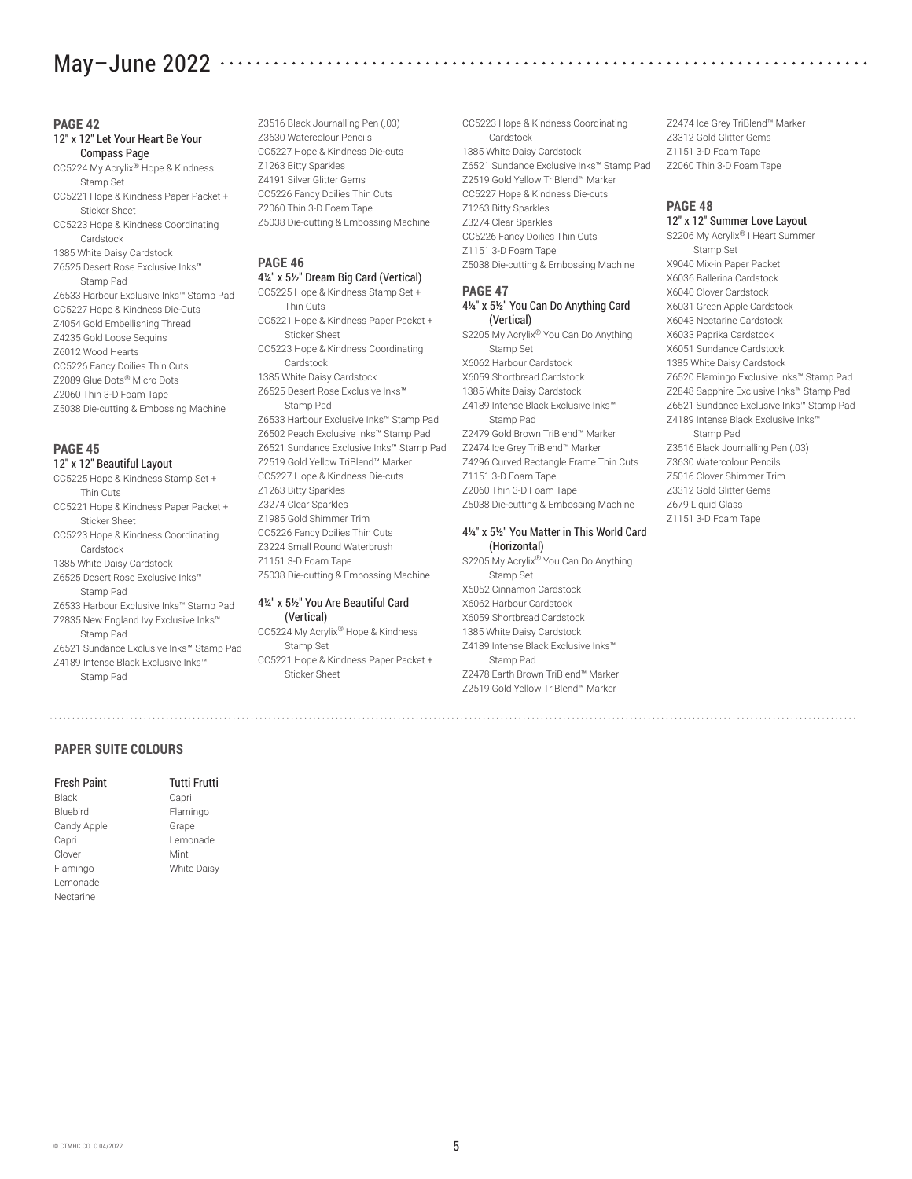# May–June 2022

## PAGE 42

### 12" x 12" Let Your Heart Be Your Compass Page

CC5224 My Acrylix® Hope & Kindness Stamp Set
CC5221 Hope & Kindness Paper Packet + Sticker Sheet
CC5223 Hope & Kindness Coordinating Cardstock
1385 White Daisy Cardstock
Z6525 Desert Rose Exclusive Inks™ Stamp Pad
Z6533 Harbour Exclusive Inks™ Stamp Pad
CC5227 Hope & Kindness Die-Cuts
Z4054 Gold Embellishing Thread
Z4235 Gold Loose Sequins
Z6012 Wood Hearts
CC5226 Fancy Doilies Thin Cuts
Z2089 Glue Dots® Micro Dots
Z2060 Thin 3-D Foam Tape
Z5038 Die-cutting & Embossing Machine

## PAGE 45

### 12" x 12" Beautiful Layout

CC5225 Hope & Kindness Stamp Set + Thin Cuts
CC5221 Hope & Kindness Paper Packet + Sticker Sheet
CC5223 Hope & Kindness Coordinating Cardstock
1385 White Daisy Cardstock
Z6525 Desert Rose Exclusive Inks™ Stamp Pad
Z6533 Harbour Exclusive Inks™ Stamp Pad
Z2835 New England Ivy Exclusive Inks™ Stamp Pad
Z6521 Sundance Exclusive Inks™ Stamp Pad
Z4189 Intense Black Exclusive Inks™ Stamp Pad
Z3516 Black Journalling Pen (.03)
Z3630 Watercolour Pencils
CC5227 Hope & Kindness Die-cuts
Z1263 Bitty Sparkles
Z4191 Silver Glitter Gems
CC5226 Fancy Doilies Thin Cuts
Z2060 Thin 3-D Foam Tape
Z5038 Die-cutting & Embossing Machine

## PAGE 46

### 4¼" x 5½" Dream Big Card (Vertical)

CC5225 Hope & Kindness Stamp Set + Thin Cuts
CC5221 Hope & Kindness Paper Packet + Sticker Sheet
CC5223 Hope & Kindness Coordinating Cardstock
1385 White Daisy Cardstock
Z6525 Desert Rose Exclusive Inks™ Stamp Pad
Z6533 Harbour Exclusive Inks™ Stamp Pad
Z6502 Peach Exclusive Inks™ Stamp Pad
Z6521 Sundance Exclusive Inks™ Stamp Pad
Z2519 Gold Yellow TriBlend™ Marker
CC5227 Hope & Kindness Die-cuts
Z1263 Bitty Sparkles
Z3274 Clear Sparkles
Z1985 Gold Shimmer Trim
CC5226 Fancy Doilies Thin Cuts
Z3224 Small Round Waterbrush
Z1151 3-D Foam Tape
Z5038 Die-cutting & Embossing Machine

### 4¼" x 5½" You Are Beautiful Card (Vertical)

CC5224 My Acrylix® Hope & Kindness Stamp Set
CC5221 Hope & Kindness Paper Packet + Sticker Sheet
CC5223 Hope & Kindness Coordinating Cardstock
1385 White Daisy Cardstock
Z6521 Sundance Exclusive Inks™ Stamp Pad
Z2519 Gold Yellow TriBlend™ Marker
CC5227 Hope & Kindness Die-cuts
Z1263 Bitty Sparkles
Z3274 Clear Sparkles
CC5226 Fancy Doilies Thin Cuts
Z1151 3-D Foam Tape
Z5038 Die-cutting & Embossing Machine

## PAGE 47

### 4¼" x 5½" You Can Do Anything Card (Vertical)

S2205 My Acrylix® You Can Do Anything Stamp Set
X6062 Harbour Cardstock
X6059 Shortbread Cardstock
1385 White Daisy Cardstock
Z4189 Intense Black Exclusive Inks™ Stamp Pad
Z2479 Gold Brown TriBlend™ Marker
Z2474 Ice Grey TriBlend™ Marker
Z4296 Curved Rectangle Frame Thin Cuts
Z1151 3-D Foam Tape
Z2060 Thin 3-D Foam Tape
Z5038 Die-cutting & Embossing Machine

### 4¼" x 5½" You Matter in This World Card (Horizontal)

S2205 My Acrylix® You Can Do Anything Stamp Set
X6052 Cinnamon Cardstock
X6062 Harbour Cardstock
X6059 Shortbread Cardstock
1385 White Daisy Cardstock
Z4189 Intense Black Exclusive Inks™ Stamp Pad
Z2478 Earth Brown TriBlend™ Marker
Z2519 Gold Yellow TriBlend™ Marker
Z2474 Ice Grey TriBlend™ Marker
Z3312 Gold Glitter Gems
Z1151 3-D Foam Tape
Z2060 Thin 3-D Foam Tape

## PAGE 48

### 12" x 12" Summer Love Layout

S2206 My Acrylix® I Heart Summer Stamp Set
X9040 Mix-in Paper Packet
X6036 Ballerina Cardstock
X6040 Clover Cardstock
X6031 Green Apple Cardstock
X6043 Nectarine Cardstock
X6033 Paprika Cardstock
X6051 Sundance Cardstock
1385 White Daisy Cardstock
Z6520 Flamingo Exclusive Inks™ Stamp Pad
Z2848 Sapphire Exclusive Inks™ Stamp Pad
Z6521 Sundance Exclusive Inks™ Stamp Pad
Z4189 Intense Black Exclusive Inks™ Stamp Pad
Z3516 Black Journalling Pen (.03)
Z3630 Watercolour Pencils
Z5016 Clover Shimmer Trim
Z3312 Gold Glitter Gems
Z679 Liquid Glass
Z1151 3-D Foam Tape

## PAPER SUITE COLOURS

**Fresh Paint**
Black
Bluebird
Candy Apple
Capri
Clover
Flamingo
Lemonade
Nectarine

**Tutti Frutti**
Capri
Flamingo
Grape
Lemonade
Mint
White Daisy

© CTMHC CO. C 04/2022